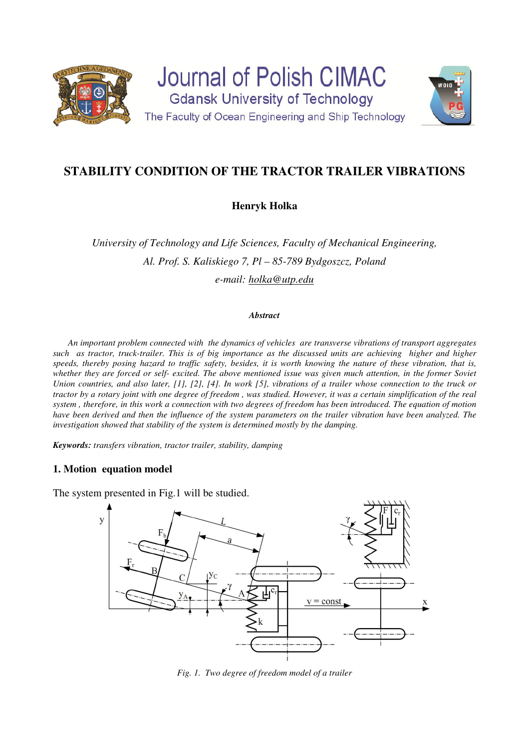# STABILITY CONDITION OF THE TRACTOR TRAILER VIBRATIONS

**Henryk Holka**

*University of Technology and Life Sciences, Faculty of Mechanical Engineering,*
*Al. Prof. S. Kaliskiego 7, Pl – 85-789 Bydgoszcz, Poland*
*e-mail: holka@utp.edu*

***Abstract***

*An important problem connected with the dynamics of vehicles are transverse vibrations of transport aggregates such as tractor, truck-trailer. This is of big importance as the discussed units are achieving higher and higher speeds, thereby posing hazard to traffic safety, besides, it is worth knowing the nature of these vibration, that is, whether they are forced or self- excited. The above mentioned issue was given much attention, in the former Soviet Union countries, and also later, [1], [2], [4]. In work [5], vibrations of a trailer whose connection to the truck or tractor by a rotary joint with one degree of freedom , was studied. However, it was a certain simplification of the real system , therefore, in this work a connection with two degrees of freedom has been introduced. The equation of motion have been derived and then the influence of the system parameters on the trailer vibration have been analyzed. The investigation showed that stability of the system is determined mostly by the damping.*

***Keywords:*** *transfers vibration, tractor trailer, stability, damping*

## 1. Motion equation model

The system presented in Fig.1 will be studied.

*Fig. 1. Two degree of freedom model of a trailer*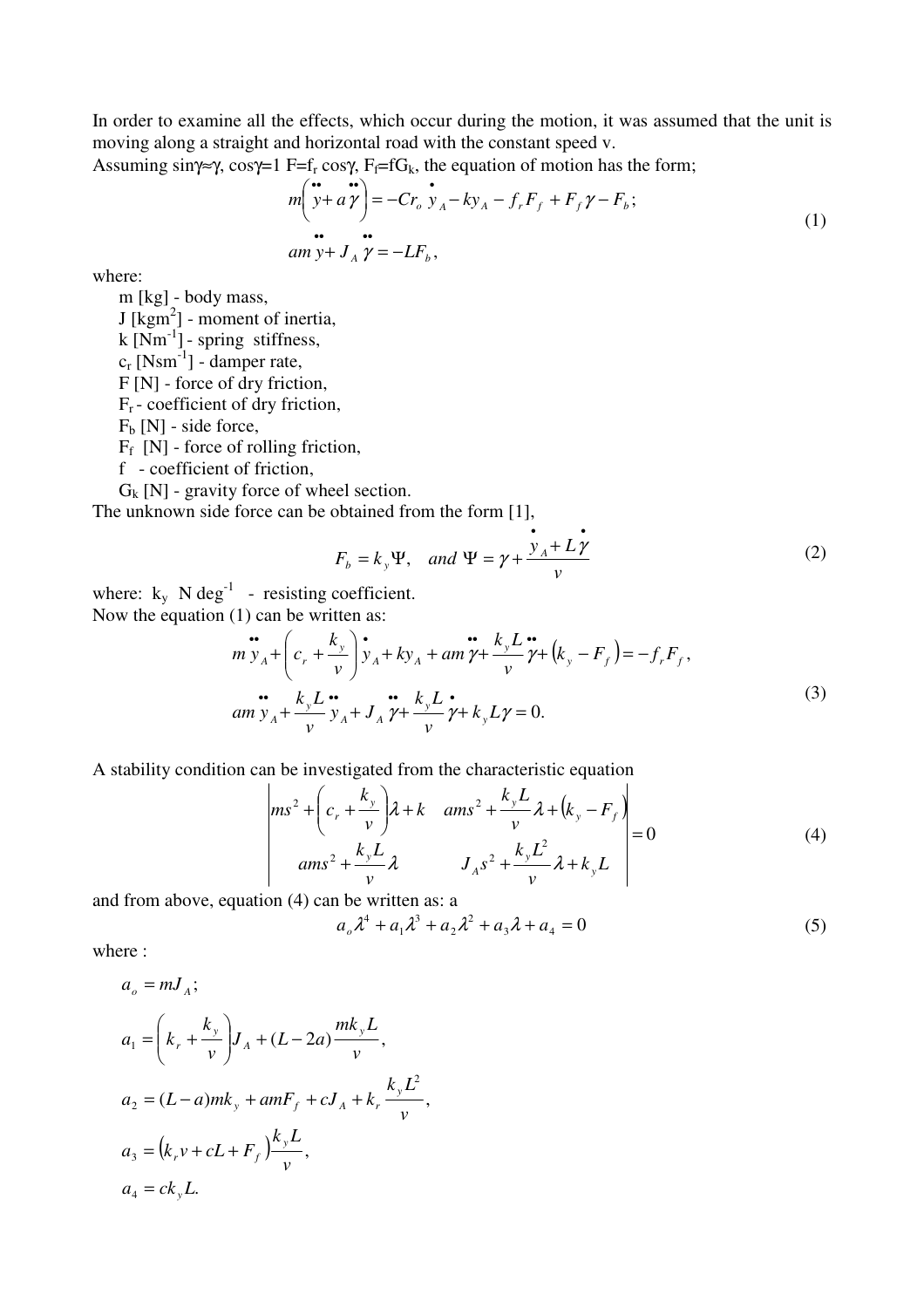In order to examine all the effects, which occur during the motion, it was assumed that the unit is moving along a straight and horizontal road with the constant speed v.

Assuming $\sin\gamma \approx \gamma$, $\cos\gamma = 1$ $F = f_r \cos\gamma$, $F_f = fG_k$, the equation of motion has the form;

$$
\begin{aligned}
& m\left(\ddot{y} + a\ddot{\gamma}\right) = -Cr_o \dot{y}_A - ky_A - f_r F_f + F_f \gamma - F_b; \\
& am\ddot{y} + J_A \ddot{\gamma} = -LF_b,
\end{aligned}
\tag{1}
$$

where:

- m [kg] - body mass,
- J [kgm$^2$] - moment of inertia,
- k [Nm$^{-1}$] - spring stiffness,
- $c_r$ [Nsm$^{-1}$] - damper rate,
- F [N] - force of dry friction,
- $F_r$ - coefficient of dry friction,
- $F_b$ [N] - side force,
- $F_f$ [N] - force of rolling friction,
- f - coefficient of friction,
- $G_k$ [N] - gravity force of wheel section.

The unknown side force can be obtained from the form [1],

$$
F_b = k_y \Psi, \quad and\ \Psi = \gamma + \frac{\dot{y}_A + L\dot{\gamma}}{v}
\tag{2}
$$

where: $k_y$ N deg$^{-1}$ - resisting coefficient.

Now the equation (1) can be written as:

$$
\begin{aligned}
& m\ddot{y}_A + \left(c_r + \frac{k_y}{v}\right)\dot{y}_A + ky_A + am\ddot{\gamma} + \frac{k_y L}{v}\ddot{\gamma} + \left(k_y - F_f\right) = -f_r F_f, \\
& am\ddot{y}_A + \frac{k_y L}{v}\ddot{y}_A + J_A\ddot{\gamma} + \frac{k_y L}{v}\dot{\gamma} + k_y L\gamma = 0.
\end{aligned}
\tag{3}
$$

A stability condition can be investigated from the characteristic equation

$$
\begin{vmatrix}
ms^2 + \left(c_r + \dfrac{k_y}{v}\right)\lambda + k & ams^2 + \dfrac{k_y L}{v}\lambda + \left(k_y - F_f\right) \\
ams^2 + \dfrac{k_y L}{v}\lambda & J_A s^2 + \dfrac{k_y L^2}{v}\lambda + k_y L
\end{vmatrix} = 0
\tag{4}
$$

and from above, equation (4) can be written as: a

$$
a_o\lambda^4 + a_1\lambda^3 + a_2\lambda^2 + a_3\lambda + a_4 = 0
\tag{5}
$$

where :

$$a_o = mJ_A;$$

$$a_1 = \left(k_r + \frac{k_y}{v}\right)J_A + (L - 2a)\frac{mk_y L}{v},$$

$$a_2 = (L - a)mk_y + amF_f + cJ_A + k_r\frac{k_y L^2}{v},$$

$$a_3 = \left(k_r v + cL + F_f\right)\frac{k_y L}{v},$$

$$a_4 = ck_y L.$$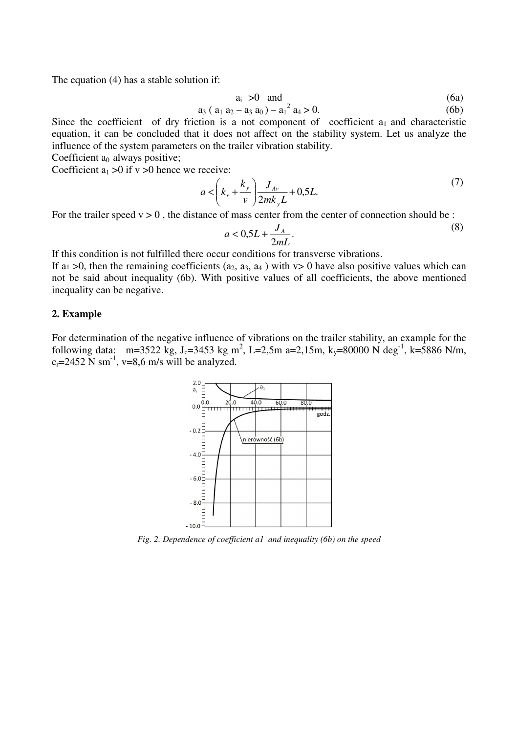The equation (4) has a stable solution if:

$$a_i > 0 \quad \text{and} \tag{6a}$$

$$a_3 \left( a_1 a_2 - a_3 a_0 \right) - a_1^2 a_4 > 0. \tag{6b}$$

Since the coefficient of dry friction is a not component of coefficient $a_1$ and characteristic equation, it can be concluded that it does not affect on the stability system. Let us analyze the influence of the system parameters on the trailer vibration stability.

Coefficient $a_0$ always positive;

Coefficient $a_1 > 0$ if $v > 0$ hence we receive:

$$a < \left( k_r + \frac{k_y}{v} \right) \frac{J_{Av}}{2mk_y L} + 0{,}5L. \tag{7}$$

For the trailer speed $v > 0$ , the distance of mass center from the center of connection should be :

$$a < 0{,}5L + \frac{J_A}{2mL}. \tag{8}$$

If this condition is not fulfilled there occur conditions for transverse vibrations.

If $a_1 > 0$, then the remaining coefficients ($a_2$, $a_3$, $a_4$ ) with $v > 0$ have also positive values which can not be said about inequality (6b). With positive values of all coefficients, the above mentioned inequality can be negative.

## 2. Example

For determination of the negative influence of vibrations on the trailer stability, an example for the following data: $m=3522$ kg, $J_c=3453$ kg m$^2$, $L=2{,}5$m $a=2{,}15$m, $k_y=80000$ N deg$^{-1}$, $k=5886$ N/m, $c_r=2452$ N sm$^{-1}$, $v=8{,}6$ m/s will be analyzed.

*Fig. 2. Dependence of coefficient a1 and inequality (6b) on the speed*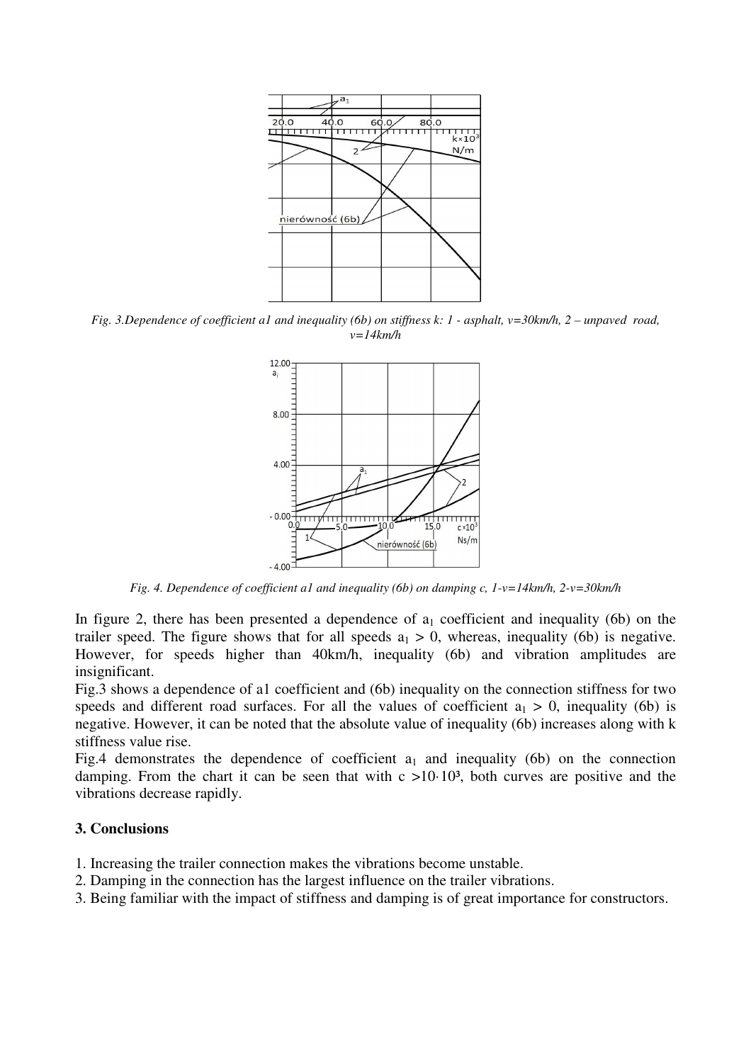*Fig. 3.Dependence of coefficient a1 and inequality (6b) on stiffness k: 1 - asphalt, v=30km/h, 2 – unpaved road, v=14km/h*

*Fig. 4. Dependence of coefficient a1 and inequality (6b) on damping c, 1-v=14km/h, 2-v=30km/h*

In figure 2, there has been presented a dependence of $a_1$ coefficient and inequality (6b) on the trailer speed. The figure shows that for all speeds $a_1 > 0$, whereas, inequality (6b) is negative. However, for speeds higher than 40km/h, inequality (6b) and vibration amplitudes are insignificant.

Fig.3 shows a dependence of a1 coefficient and (6b) inequality on the connection stiffness for two speeds and different road surfaces. For all the values of coefficient $a_1 > 0$, inequality (6b) is negative. However, it can be noted that the absolute value of inequality (6b) increases along with k stiffness value rise.

Fig.4 demonstrates the dependence of coefficient $a_1$ and inequality (6b) on the connection damping. From the chart it can be seen that with $c > 10 \cdot 10^3$, both curves are positive and the vibrations decrease rapidly.

### 3. Conclusions

1. Increasing the trailer connection makes the vibrations become unstable.
2. Damping in the connection has the largest influence on the trailer vibrations.
3. Being familiar with the impact of stiffness and damping is of great importance for constructors.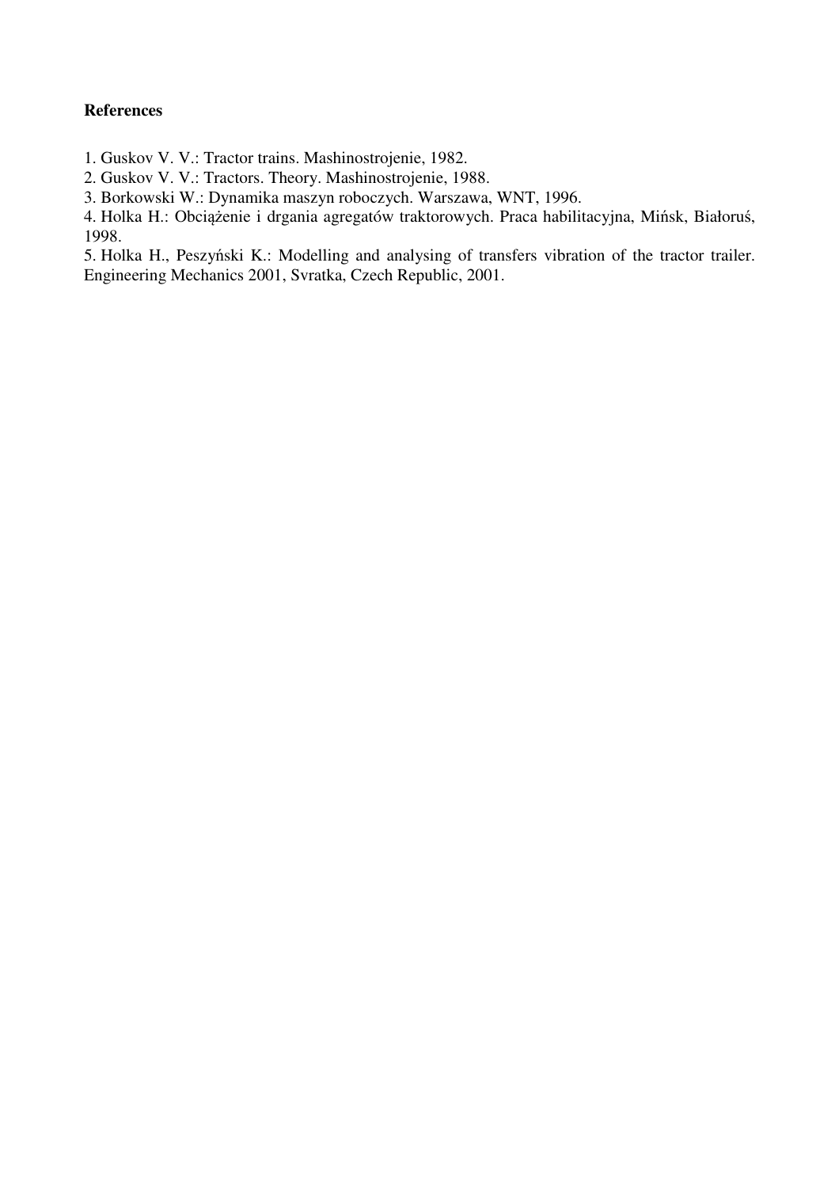**References**

1. Guskov V. V.: Tractor trains. Mashinostrojenie, 1982.
2. Guskov V. V.: Tractors. Theory. Mashinostrojenie, 1988.
3. Borkowski W.: Dynamika maszyn roboczych. Warszawa, WNT, 1996.
4. Holka H.: Obciążenie i drgania agregatów traktorowych. Praca habilitacyjna, Mińsk, Białoruś, 1998.
5. Holka H., Peszyński K.: Modelling and analysing of transfers vibration of the tractor trailer. Engineering Mechanics 2001, Svratka, Czech Republic, 2001.